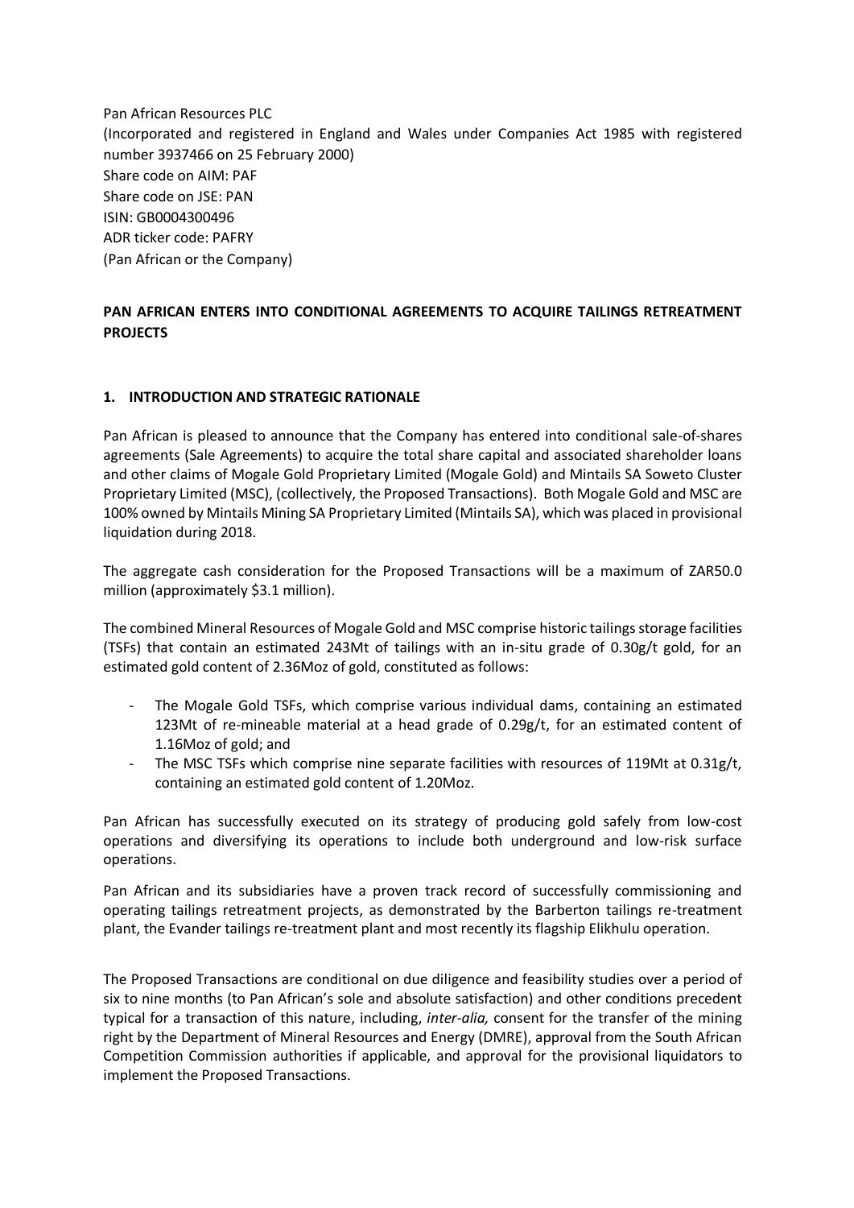Pan African Resources PLC
(Incorporated and registered in England and Wales under Companies Act 1985 with registered number 3937466 on 25 February 2000)
Share code on AIM: PAF
Share code on JSE: PAN
ISIN: GB0004300496
ADR ticker code: PAFRY
(Pan African or the Company)

**PAN AFRICAN ENTERS INTO CONDITIONAL AGREEMENTS TO ACQUIRE TAILINGS RETREATMENT PROJECTS**

## 1. INTRODUCTION AND STRATEGIC RATIONALE

Pan African is pleased to announce that the Company has entered into conditional sale-of-shares agreements (Sale Agreements) to acquire the total share capital and associated shareholder loans and other claims of Mogale Gold Proprietary Limited (Mogale Gold) and Mintails SA Soweto Cluster Proprietary Limited (MSC), (collectively, the Proposed Transactions). Both Mogale Gold and MSC are 100% owned by Mintails Mining SA Proprietary Limited (Mintails SA), which was placed in provisional liquidation during 2018.

The aggregate cash consideration for the Proposed Transactions will be a maximum of ZAR50.0 million (approximately $3.1 million).

The combined Mineral Resources of Mogale Gold and MSC comprise historic tailings storage facilities (TSFs) that contain an estimated 243Mt of tailings with an in-situ grade of 0.30g/t gold, for an estimated gold content of 2.36Moz of gold, constituted as follows:

- The Mogale Gold TSFs, which comprise various individual dams, containing an estimated 123Mt of re-mineable material at a head grade of 0.29g/t, for an estimated content of 1.16Moz of gold; and
- The MSC TSFs which comprise nine separate facilities with resources of 119Mt at 0.31g/t, containing an estimated gold content of 1.20Moz.

Pan African has successfully executed on its strategy of producing gold safely from low-cost operations and diversifying its operations to include both underground and low-risk surface operations.

Pan African and its subsidiaries have a proven track record of successfully commissioning and operating tailings retreatment projects, as demonstrated by the Barberton tailings re-treatment plant, the Evander tailings re-treatment plant and most recently its flagship Elikhulu operation.

The Proposed Transactions are conditional on due diligence and feasibility studies over a period of six to nine months (to Pan African's sole and absolute satisfaction) and other conditions precedent typical for a transaction of this nature, including, *inter-alia,* consent for the transfer of the mining right by the Department of Mineral Resources and Energy (DMRE), approval from the South African Competition Commission authorities if applicable, and approval for the provisional liquidators to implement the Proposed Transactions.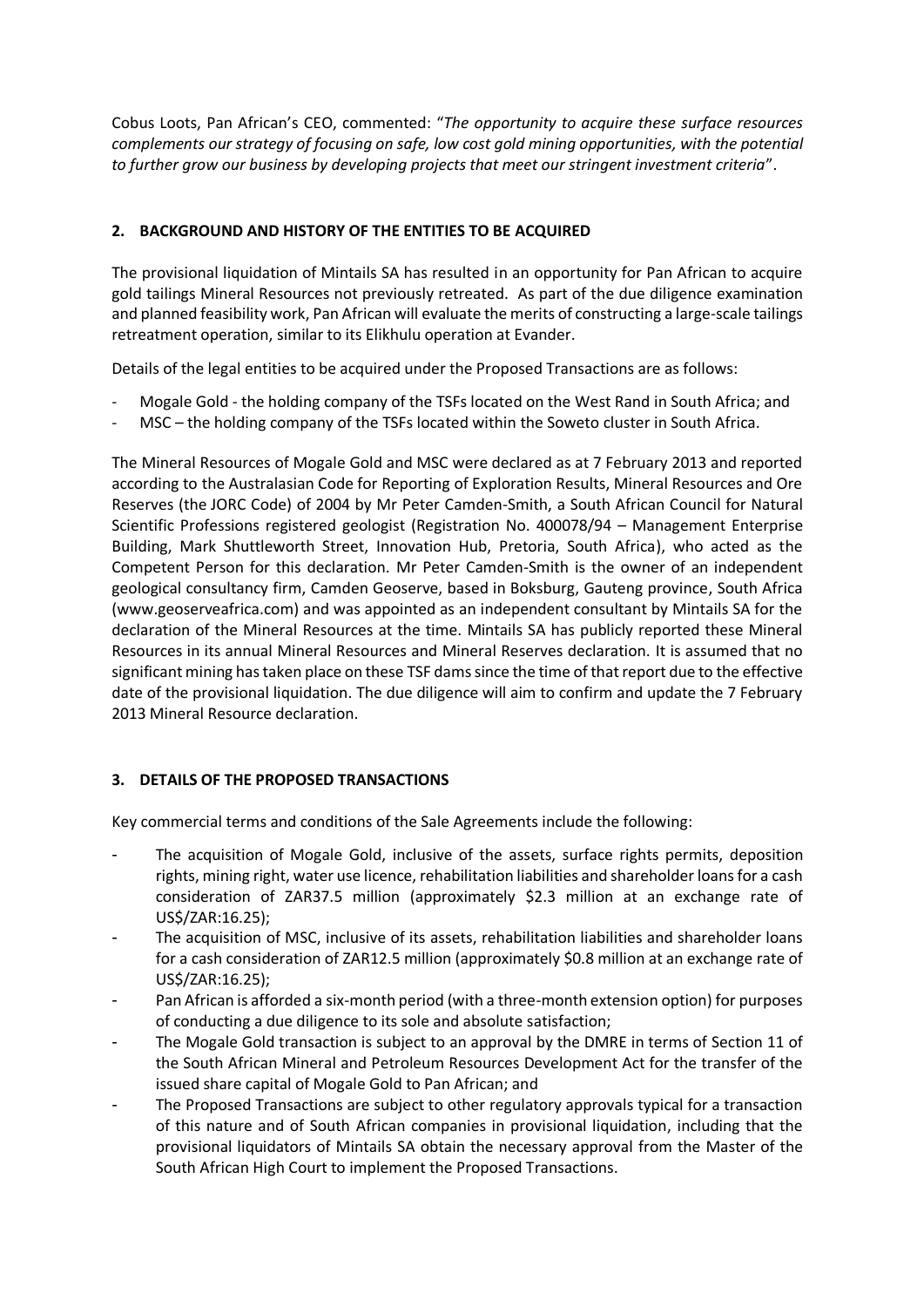Cobus Loots, Pan African's CEO, commented: "*The opportunity to acquire these surface resources complements our strategy of focusing on safe, low cost gold mining opportunities, with the potential to further grow our business by developing projects that meet our stringent investment criteria*".

## 2. BACKGROUND AND HISTORY OF THE ENTITIES TO BE ACQUIRED

The provisional liquidation of Mintails SA has resulted in an opportunity for Pan African to acquire gold tailings Mineral Resources not previously retreated. As part of the due diligence examination and planned feasibility work, Pan African will evaluate the merits of constructing a large-scale tailings retreatment operation, similar to its Elikhulu operation at Evander.

Details of the legal entities to be acquired under the Proposed Transactions are as follows:

- Mogale Gold - the holding company of the TSFs located on the West Rand in South Africa; and
- MSC – the holding company of the TSFs located within the Soweto cluster in South Africa.

The Mineral Resources of Mogale Gold and MSC were declared as at 7 February 2013 and reported according to the Australasian Code for Reporting of Exploration Results, Mineral Resources and Ore Reserves (the JORC Code) of 2004 by Mr Peter Camden-Smith, a South African Council for Natural Scientific Professions registered geologist (Registration No. 400078/94 – Management Enterprise Building, Mark Shuttleworth Street, Innovation Hub, Pretoria, South Africa), who acted as the Competent Person for this declaration. Mr Peter Camden-Smith is the owner of an independent geological consultancy firm, Camden Geoserve, based in Boksburg, Gauteng province, South Africa (www.geoserveafrica.com) and was appointed as an independent consultant by Mintails SA for the declaration of the Mineral Resources at the time. Mintails SA has publicly reported these Mineral Resources in its annual Mineral Resources and Mineral Reserves declaration. It is assumed that no significant mining has taken place on these TSF dams since the time of that report due to the effective date of the provisional liquidation. The due diligence will aim to confirm and update the 7 February 2013 Mineral Resource declaration.

## 3. DETAILS OF THE PROPOSED TRANSACTIONS

Key commercial terms and conditions of the Sale Agreements include the following:

- The acquisition of Mogale Gold, inclusive of the assets, surface rights permits, deposition rights, mining right, water use licence, rehabilitation liabilities and shareholder loans for a cash consideration of ZAR37.5 million (approximately $2.3 million at an exchange rate of US$/ZAR:16.25);
- The acquisition of MSC, inclusive of its assets, rehabilitation liabilities and shareholder loans for a cash consideration of ZAR12.5 million (approximately $0.8 million at an exchange rate of US$/ZAR:16.25);
- Pan African is afforded a six-month period (with a three-month extension option) for purposes of conducting a due diligence to its sole and absolute satisfaction;
- The Mogale Gold transaction is subject to an approval by the DMRE in terms of Section 11 of the South African Mineral and Petroleum Resources Development Act for the transfer of the issued share capital of Mogale Gold to Pan African; and
- The Proposed Transactions are subject to other regulatory approvals typical for a transaction of this nature and of South African companies in provisional liquidation, including that the provisional liquidators of Mintails SA obtain the necessary approval from the Master of the South African High Court to implement the Proposed Transactions.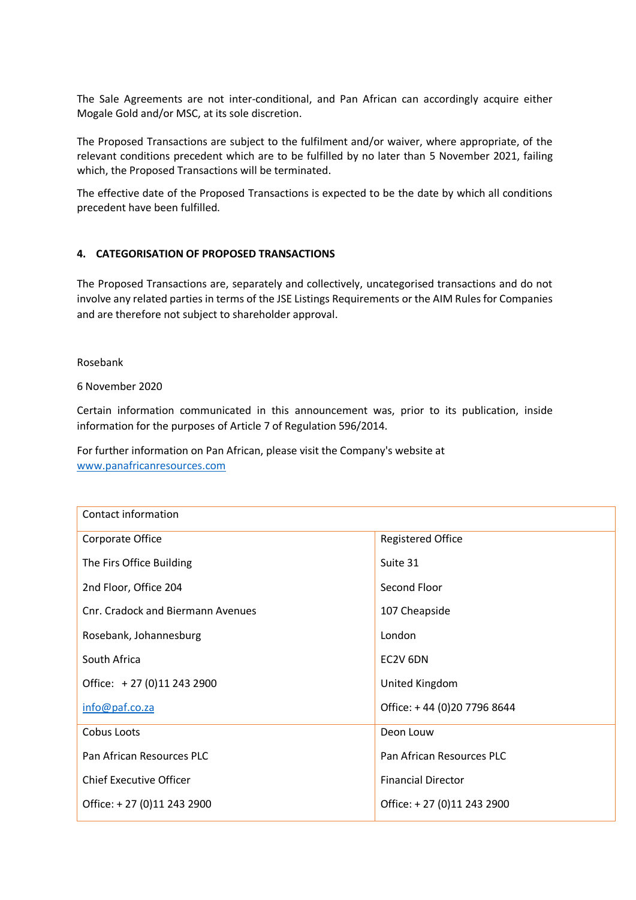The Sale Agreements are not inter-conditional, and Pan African can accordingly acquire either Mogale Gold and/or MSC, at its sole discretion.

The Proposed Transactions are subject to the fulfilment and/or waiver, where appropriate, of the relevant conditions precedent which are to be fulfilled by no later than 5 November 2021, failing which, the Proposed Transactions will be terminated.

The effective date of the Proposed Transactions is expected to be the date by which all conditions precedent have been fulfilled.

## 4. CATEGORISATION OF PROPOSED TRANSACTIONS

The Proposed Transactions are, separately and collectively, uncategorised transactions and do not involve any related parties in terms of the JSE Listings Requirements or the AIM Rules for Companies and are therefore not subject to shareholder approval.

Rosebank

6 November 2020

Certain information communicated in this announcement was, prior to its publication, inside information for the purposes of Article 7 of Regulation 596/2014.

For further information on Pan African, please visit the Company's website at [www.panafricanresources.com](http://www.panafricanresources.com)

| Contact information | |
|---|---|
| Corporate Office<br>The Firs Office Building<br>2nd Floor, Office 204<br>Cnr. Cradock and Biermann Avenues<br>Rosebank, Johannesburg<br>South Africa<br>Office: + 27 (0)11 243 2900<br>[info@paf.co.za](mailto:info@paf.co.za) | Registered Office<br>Suite 31<br>Second Floor<br>107 Cheapside<br>London<br>EC2V 6DN<br>United Kingdom<br>Office: + 44 (0)20 7796 8644 |
| Cobus Loots<br>Pan African Resources PLC<br>Chief Executive Officer<br>Office: + 27 (0)11 243 2900 | Deon Louw<br>Pan African Resources PLC<br>Financial Director<br>Office: + 27 (0)11 243 2900 |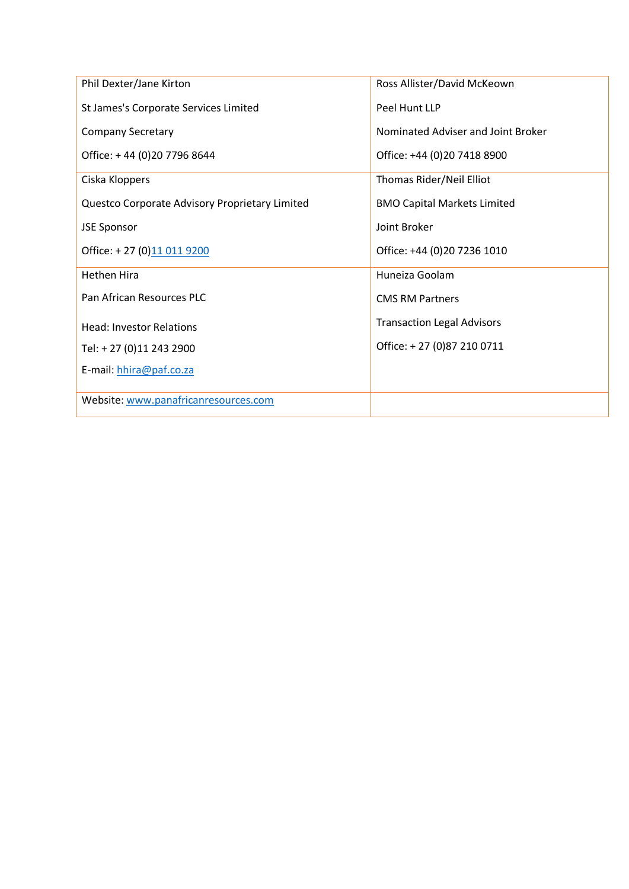| | |
|---|---|
| Phil Dexter/Jane Kirton<br><br>St James's Corporate Services Limited<br><br>Company Secretary<br><br>Office: + 44 (0)20 7796 8644 | Ross Allister/David McKeown<br><br>Peel Hunt LLP<br><br>Nominated Adviser and Joint Broker<br><br>Office: +44 (0)20 7418 8900 |
| Ciska Kloppers<br><br>Questco Corporate Advisory Proprietary Limited<br><br>JSE Sponsor<br><br>Office: + 27 (0)11 011 9200 | Thomas Rider/Neil Elliot<br><br>BMO Capital Markets Limited<br><br>Joint Broker<br><br>Office: +44 (0)20 7236 1010 |
| Hethen Hira<br><br>Pan African Resources PLC<br><br>Head: Investor Relations<br><br>Tel: + 27 (0)11 243 2900<br><br>E-mail: hhira@paf.co.za | Huneiza Goolam<br><br>CMS RM Partners<br><br>Transaction Legal Advisors<br><br>Office: + 27 (0)87 210 0711 |
| Website: www.panafricanresources.com | |